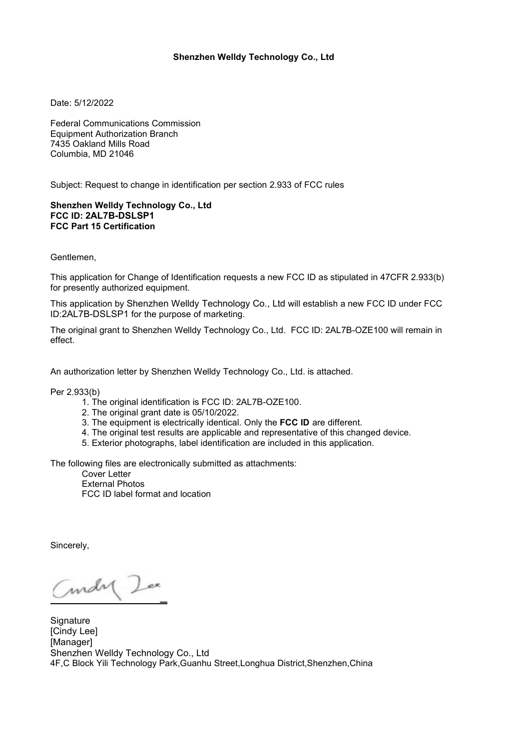**Shenzhen Welldy Technology Co., Ltd**

Date: 5/12/2022

Federal Communications Commission
Equipment Authorization Branch
7435 Oakland Mills Road
Columbia, MD 21046

Subject: Request to change in identification per section 2.933 of FCC rules

**Shenzhen Welldy Technology Co., Ltd**
**FCC ID: 2AL7B-DSLSP1**
**FCC Part 15 Certification**

Gentlemen,

This application for Change of Identification requests a new FCC ID as stipulated in 47CFR 2.933(b) for presently authorized equipment.

This application by Shenzhen Welldy Technology Co., Ltd will establish a new FCC ID under FCC ID:2AL7B-DSLSP1 for the purpose of marketing.

The original grant to Shenzhen Welldy Technology Co., Ltd. FCC ID: 2AL7B-OZE100 will remain in effect.

An authorization letter by Shenzhen Welldy Technology Co., Ltd. is attached.

Per 2.933(b)

1. The original identification is FCC ID: 2AL7B-OZE100.
2. The original grant date is 05/10/2022.
3. The equipment is electrically identical. Only the **FCC ID** are different.
4. The original test results are applicable and representative of this changed device.
5. Exterior photographs, label identification are included in this application.

The following files are electronically submitted as attachments:

Cover Letter
External Photos
FCC ID label format and location

Sincerely,

Signature
[Cindy Lee]
[Manager]
Shenzhen Welldy Technology Co., Ltd
4F,C Block Yili Technology Park,Guanhu Street,Longhua District,Shenzhen,China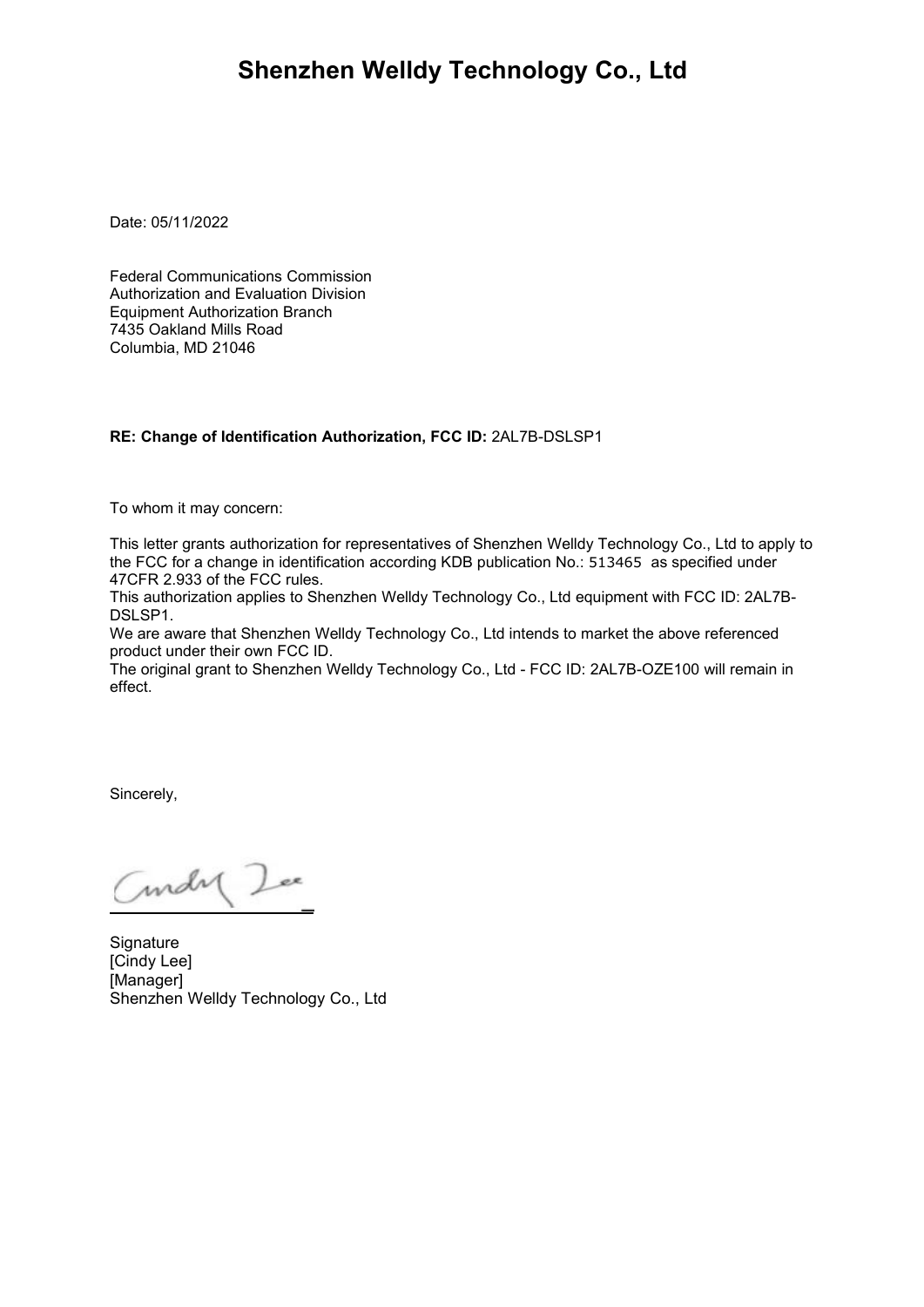# Shenzhen Welldy Technology Co., Ltd

Date: 05/11/2022

Federal Communications Commission
Authorization and Evaluation Division
Equipment Authorization Branch
7435 Oakland Mills Road
Columbia, MD 21046

**RE: Change of Identification Authorization, FCC ID:** 2AL7B-DSLSP1

To whom it may concern:

This letter grants authorization for representatives of Shenzhen Welldy Technology Co., Ltd to apply to the FCC for a change in identification according KDB publication No.: 513465 as specified under 47CFR 2.933 of the FCC rules.
This authorization applies to Shenzhen Welldy Technology Co., Ltd equipment with FCC ID: 2AL7B-DSLSP1.
We are aware that Shenzhen Welldy Technology Co., Ltd intends to market the above referenced product under their own FCC ID.
The original grant to Shenzhen Welldy Technology Co., Ltd - FCC ID: 2AL7B-OZE100 will remain in effect.

Sincerely,

Signature
[Cindy Lee]
[Manager]
Shenzhen Welldy Technology Co., Ltd